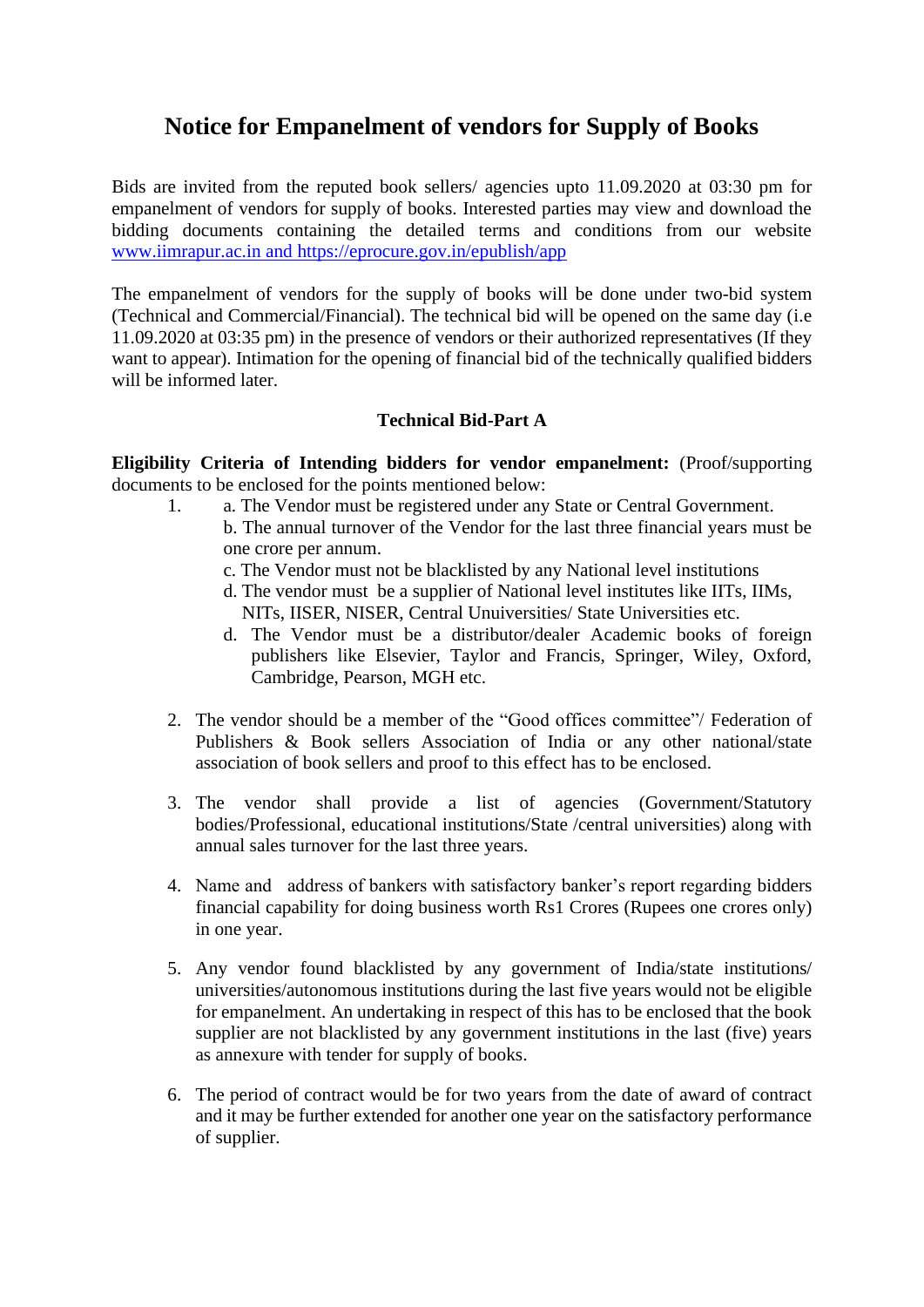# Notice for Empanelment of vendors for Supply of Books

Bids are invited from the reputed book sellers/ agencies upto 11.09.2020 at 03:30 pm for empanelment of vendors for supply of books. Interested parties may view and download the bidding documents containing the detailed terms and conditions from our website [www.iimrapur.ac.in and https://eprocure.gov.in/epublish/app](https://eprocure.gov.in/epublish/app)

The empanelment of vendors for the supply of books will be done under two-bid system (Technical and Commercial/Financial). The technical bid will be opened on the same day (i.e 11.09.2020 at 03:35 pm) in the presence of vendors or their authorized representatives (If they want to appear). Intimation for the opening of financial bid of the technically qualified bidders will be informed later.

**Technical Bid-Part A**

**Eligibility Criteria of Intending bidders for vendor empanelment:** (Proof/supporting documents to be enclosed for the points mentioned below:

1. a. The Vendor must be registered under any State or Central Government.
   b. The annual turnover of the Vendor for the last three financial years must be one crore per annum.
   c. The Vendor must not be blacklisted by any National level institutions
   d. The vendor must be a supplier of National level institutes like IITs, IIMs, NITs, IISER, NISER, Central Unuiversities/ State Universities etc.
   d. The Vendor must be a distributor/dealer Academic books of foreign publishers like Elsevier, Taylor and Francis, Springer, Wiley, Oxford, Cambridge, Pearson, MGH etc.

2. The vendor should be a member of the "Good offices committee"/ Federation of Publishers & Book sellers Association of India or any other national/state association of book sellers and proof to this effect has to be enclosed.

3. The vendor shall provide a list of agencies (Government/Statutory bodies/Professional, educational institutions/State /central universities) along with annual sales turnover for the last three years.

4. Name and address of bankers with satisfactory banker's report regarding bidders financial capability for doing business worth Rs1 Crores (Rupees one crores only) in one year.

5. Any vendor found blacklisted by any government of India/state institutions/ universities/autonomous institutions during the last five years would not be eligible for empanelment. An undertaking in respect of this has to be enclosed that the book supplier are not blacklisted by any government institutions in the last (five) years as annexure with tender for supply of books.

6. The period of contract would be for two years from the date of award of contract and it may be further extended for another one year on the satisfactory performance of supplier.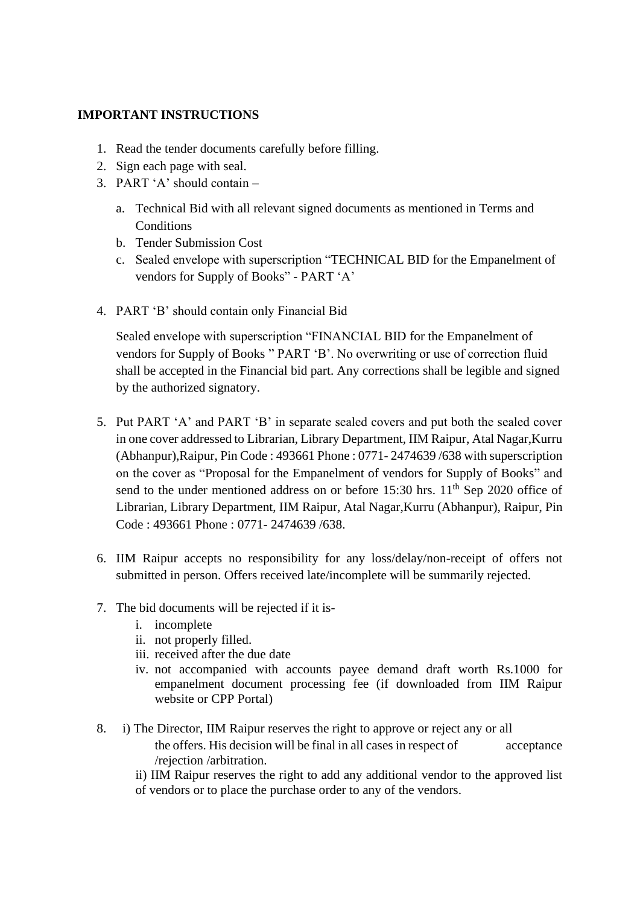**IMPORTANT INSTRUCTIONS**

1. Read the tender documents carefully before filling.
2. Sign each page with seal.
3. PART 'A' should contain –
   a. Technical Bid with all relevant signed documents as mentioned in Terms and Conditions
   b. Tender Submission Cost
   c. Sealed envelope with superscription "TECHNICAL BID for the Empanelment of vendors for Supply of Books" - PART 'A'
4. PART 'B' should contain only Financial Bid

   Sealed envelope with superscription "FINANCIAL BID for the Empanelment of vendors for Supply of Books " PART 'B'. No overwriting or use of correction fluid shall be accepted in the Financial bid part. Any corrections shall be legible and signed by the authorized signatory.

5. Put PART 'A' and PART 'B' in separate sealed covers and put both the sealed cover in one cover addressed to Librarian, Library Department, IIM Raipur, Atal Nagar,Kurru (Abhanpur),Raipur, Pin Code : 493661 Phone : 0771- 2474639 /638 with superscription on the cover as "Proposal for the Empanelment of vendors for Supply of Books" and send to the under mentioned address on or before 15:30 hrs. 11th Sep 2020 office of Librarian, Library Department, IIM Raipur, Atal Nagar,Kurru (Abhanpur), Raipur, Pin Code : 493661 Phone : 0771- 2474639 /638.

6. IIM Raipur accepts no responsibility for any loss/delay/non-receipt of offers not submitted in person. Offers received late/incomplete will be summarily rejected.

7. The bid documents will be rejected if it is-
   i. incomplete
   ii. not properly filled.
   iii. received after the due date
   iv. not accompanied with accounts payee demand draft worth Rs.1000 for empanelment document processing fee (if downloaded from IIM Raipur website or CPP Portal)

8. i) The Director, IIM Raipur reserves the right to approve or reject any or all the offers. His decision will be final in all cases in respect of acceptance /rejection /arbitration.

   ii) IIM Raipur reserves the right to add any additional vendor to the approved list of vendors or to place the purchase order to any of the vendors.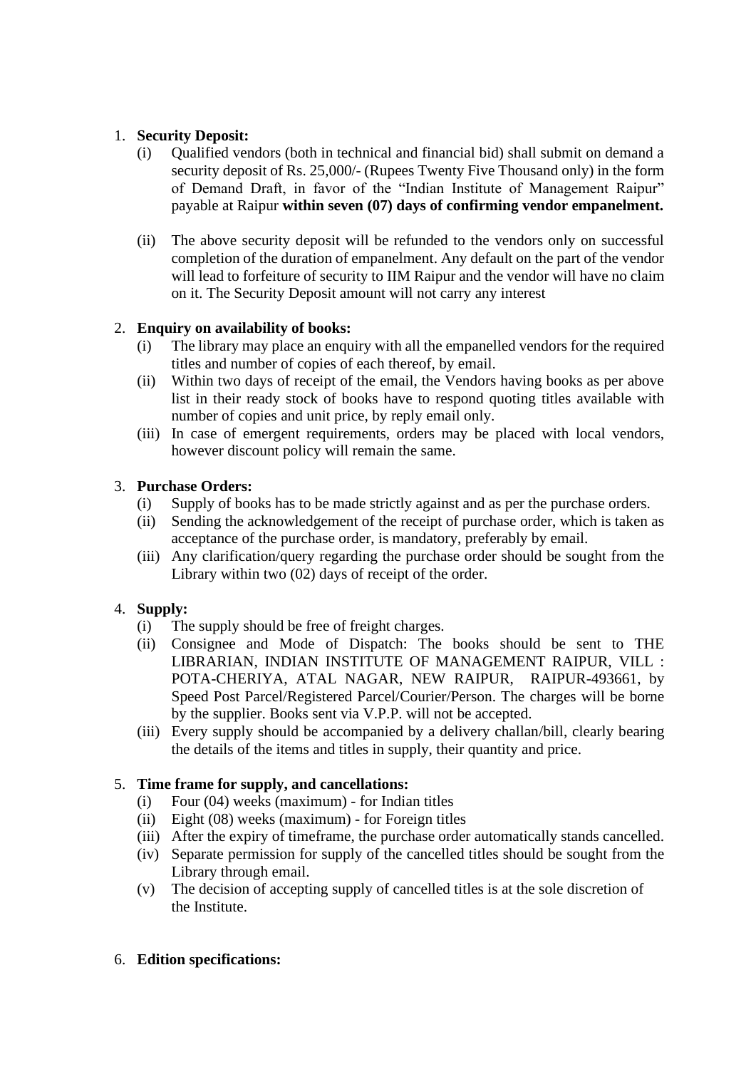1. **Security Deposit:**
   - (i) Qualified vendors (both in technical and financial bid) shall submit on demand a security deposit of Rs. 25,000/- (Rupees Twenty Five Thousand only) in the form of Demand Draft, in favor of the "Indian Institute of Management Raipur" payable at Raipur **within seven (07) days of confirming vendor empanelment.**

   - (ii) The above security deposit will be refunded to the vendors only on successful completion of the duration of empanelment. Any default on the part of the vendor will lead to forfeiture of security to IIM Raipur and the vendor will have no claim on it. The Security Deposit amount will not carry any interest

2. **Enquiry on availability of books:**
   - (i) The library may place an enquiry with all the empanelled vendors for the required titles and number of copies of each thereof, by email.
   - (ii) Within two days of receipt of the email, the Vendors having books as per above list in their ready stock of books have to respond quoting titles available with number of copies and unit price, by reply email only.
   - (iii) In case of emergent requirements, orders may be placed with local vendors, however discount policy will remain the same.

3. **Purchase Orders:**
   - (i) Supply of books has to be made strictly against and as per the purchase orders.
   - (ii) Sending the acknowledgement of the receipt of purchase order, which is taken as acceptance of the purchase order, is mandatory, preferably by email.
   - (iii) Any clarification/query regarding the purchase order should be sought from the Library within two (02) days of receipt of the order.

4. **Supply:**
   - (i) The supply should be free of freight charges.
   - (ii) Consignee and Mode of Dispatch: The books should be sent to THE LIBRARIAN, INDIAN INSTITUTE OF MANAGEMENT RAIPUR, VILL : POTA-CHERIYA, ATAL NAGAR, NEW RAIPUR, RAIPUR-493661, by Speed Post Parcel/Registered Parcel/Courier/Person. The charges will be borne by the supplier. Books sent via V.P.P. will not be accepted.
   - (iii) Every supply should be accompanied by a delivery challan/bill, clearly bearing the details of the items and titles in supply, their quantity and price.

5. **Time frame for supply, and cancellations:**
   - (i) Four (04) weeks (maximum) - for Indian titles
   - (ii) Eight (08) weeks (maximum) - for Foreign titles
   - (iii) After the expiry of timeframe, the purchase order automatically stands cancelled.
   - (iv) Separate permission for supply of the cancelled titles should be sought from the Library through email.
   - (v) The decision of accepting supply of cancelled titles is at the sole discretion of the Institute.

6. **Edition specifications:**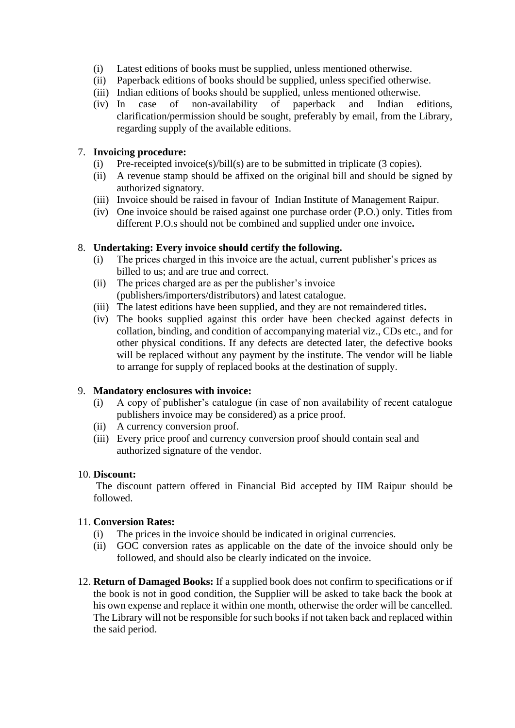(i) Latest editions of books must be supplied, unless mentioned otherwise.
(ii) Paperback editions of books should be supplied, unless specified otherwise.
(iii) Indian editions of books should be supplied, unless mentioned otherwise.
(iv) In case of non-availability of paperback and Indian editions, clarification/permission should be sought, preferably by email, from the Library, regarding supply of the available editions.

7. **Invoicing procedure:**
   (i) Pre-receipted invoice(s)/bill(s) are to be submitted in triplicate (3 copies).
   (ii) A revenue stamp should be affixed on the original bill and should be signed by authorized signatory.
   (iii) Invoice should be raised in favour of Indian Institute of Management Raipur.
   (iv) One invoice should be raised against one purchase order (P.O.) only. Titles from different P.O.s should not be combined and supplied under one invoice**.**

8. **Undertaking: Every invoice should certify the following.**
   (i) The prices charged in this invoice are the actual, current publisher's prices as billed to us; and are true and correct.
   (ii) The prices charged are as per the publisher's invoice (publishers/importers/distributors) and latest catalogue.
   (iii) The latest editions have been supplied, and they are not remaindered titles**.**
   (iv) The books supplied against this order have been checked against defects in collation, binding, and condition of accompanying material viz., CDs etc., and for other physical conditions. If any defects are detected later, the defective books will be replaced without any payment by the institute. The vendor will be liable to arrange for supply of replaced books at the destination of supply.

9. **Mandatory enclosures with invoice:**
   (i) A copy of publisher's catalogue (in case of non availability of recent catalogue publishers invoice may be considered) as a price proof.
   (ii) A currency conversion proof.
   (iii) Every price proof and currency conversion proof should contain seal and authorized signature of the vendor.

10. **Discount:**
    The discount pattern offered in Financial Bid accepted by IIM Raipur should be followed.

11. **Conversion Rates:**
    (i) The prices in the invoice should be indicated in original currencies.
    (ii) GOC conversion rates as applicable on the date of the invoice should only be followed, and should also be clearly indicated on the invoice.

12. **Return of Damaged Books:** If a supplied book does not confirm to specifications or if the book is not in good condition, the Supplier will be asked to take back the book at his own expense and replace it within one month, otherwise the order will be cancelled. The Library will not be responsible for such books if not taken back and replaced within the said period.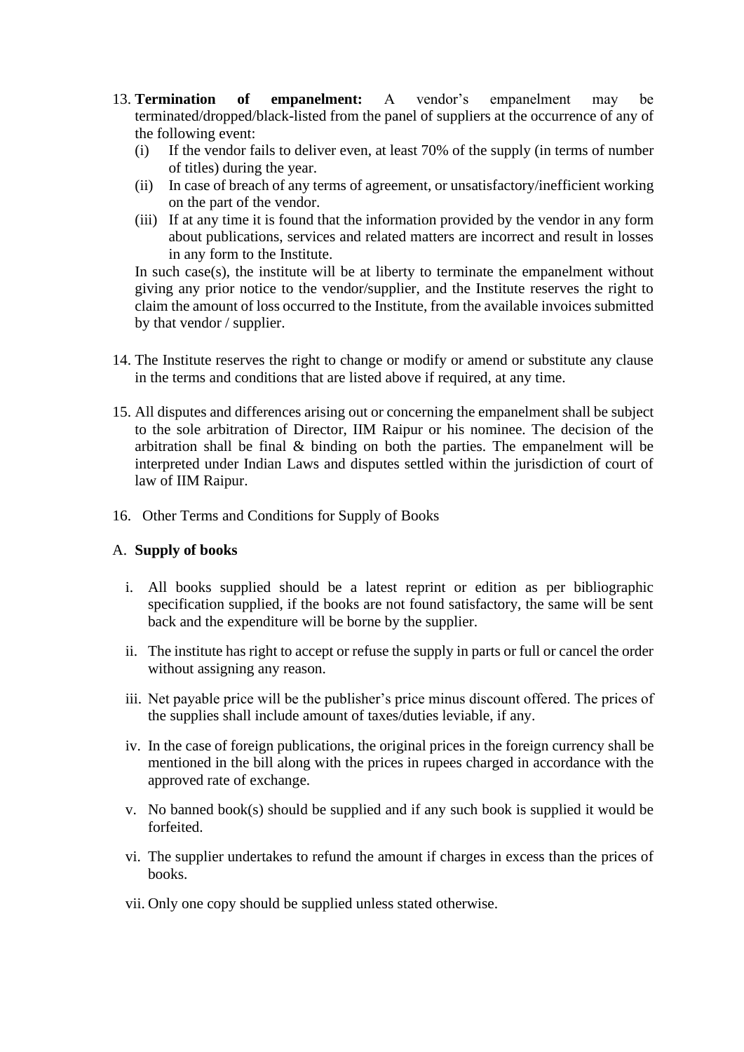13. **Termination of empanelment:** A vendor's empanelment may be terminated/dropped/black-listed from the panel of suppliers at the occurrence of any of the following event:
    - (i) If the vendor fails to deliver even, at least 70% of the supply (in terms of number of titles) during the year.
    - (ii) In case of breach of any terms of agreement, or unsatisfactory/inefficient working on the part of the vendor.
    - (iii) If at any time it is found that the information provided by the vendor in any form about publications, services and related matters are incorrect and result in losses in any form to the Institute.

    In such case(s), the institute will be at liberty to terminate the empanelment without giving any prior notice to the vendor/supplier, and the Institute reserves the right to claim the amount of loss occurred to the Institute, from the available invoices submitted by that vendor / supplier.

14. The Institute reserves the right to change or modify or amend or substitute any clause in the terms and conditions that are listed above if required, at any time.

15. All disputes and differences arising out or concerning the empanelment shall be subject to the sole arbitration of Director, IIM Raipur or his nominee. The decision of the arbitration shall be final & binding on both the parties. The empanelment will be interpreted under Indian Laws and disputes settled within the jurisdiction of court of law of IIM Raipur.

16. Other Terms and Conditions for Supply of Books

A. **Supply of books**

- i. All books supplied should be a latest reprint or edition as per bibliographic specification supplied, if the books are not found satisfactory, the same will be sent back and the expenditure will be borne by the supplier.
- ii. The institute has right to accept or refuse the supply in parts or full or cancel the order without assigning any reason.
- iii. Net payable price will be the publisher's price minus discount offered. The prices of the supplies shall include amount of taxes/duties leviable, if any.
- iv. In the case of foreign publications, the original prices in the foreign currency shall be mentioned in the bill along with the prices in rupees charged in accordance with the approved rate of exchange.
- v. No banned book(s) should be supplied and if any such book is supplied it would be forfeited.
- vi. The supplier undertakes to refund the amount if charges in excess than the prices of books.
- vii. Only one copy should be supplied unless stated otherwise.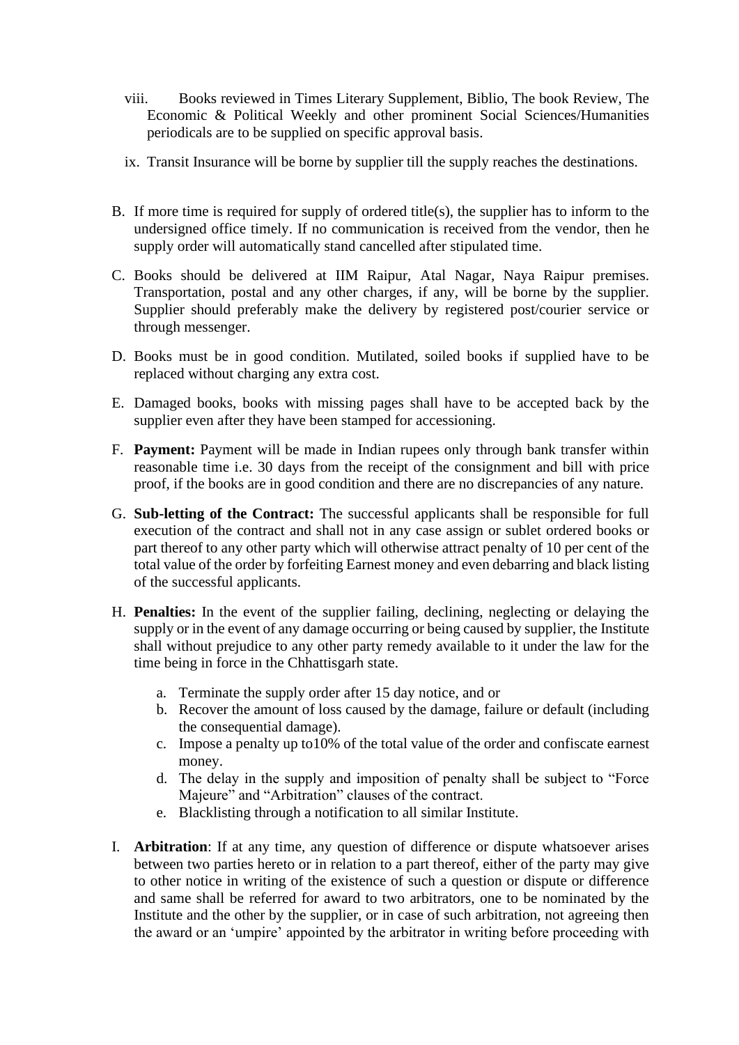viii. Books reviewed in Times Literary Supplement, Biblio, The book Review, The Economic & Political Weekly and other prominent Social Sciences/Humanities periodicals are to be supplied on specific approval basis.

ix. Transit Insurance will be borne by supplier till the supply reaches the destinations.

B. If more time is required for supply of ordered title(s), the supplier has to inform to the undersigned office timely. If no communication is received from the vendor, then he supply order will automatically stand cancelled after stipulated time.

C. Books should be delivered at IIM Raipur, Atal Nagar, Naya Raipur premises. Transportation, postal and any other charges, if any, will be borne by the supplier. Supplier should preferably make the delivery by registered post/courier service or through messenger.

D. Books must be in good condition. Mutilated, soiled books if supplied have to be replaced without charging any extra cost.

E. Damaged books, books with missing pages shall have to be accepted back by the supplier even after they have been stamped for accessioning.

F. **Payment:** Payment will be made in Indian rupees only through bank transfer within reasonable time i.e. 30 days from the receipt of the consignment and bill with price proof, if the books are in good condition and there are no discrepancies of any nature.

G. **Sub-letting of the Contract:** The successful applicants shall be responsible for full execution of the contract and shall not in any case assign or sublet ordered books or part thereof to any other party which will otherwise attract penalty of 10 per cent of the total value of the order by forfeiting Earnest money and even debarring and black listing of the successful applicants.

H. **Penalties:** In the event of the supplier failing, declining, neglecting or delaying the supply or in the event of any damage occurring or being caused by supplier, the Institute shall without prejudice to any other party remedy available to it under the law for the time being in force in the Chhattisgarh state.

   a. Terminate the supply order after 15 day notice, and or
   b. Recover the amount of loss caused by the damage, failure or default (including the consequential damage).
   c. Impose a penalty up to10% of the total value of the order and confiscate earnest money.
   d. The delay in the supply and imposition of penalty shall be subject to "Force Majeure" and "Arbitration" clauses of the contract.
   e. Blacklisting through a notification to all similar Institute.

I. **Arbitration**: If at any time, any question of difference or dispute whatsoever arises between two parties hereto or in relation to a part thereof, either of the party may give to other notice in writing of the existence of such a question or dispute or difference and same shall be referred for award to two arbitrators, one to be nominated by the Institute and the other by the supplier, or in case of such arbitration, not agreeing then the award or an 'umpire' appointed by the arbitrator in writing before proceeding with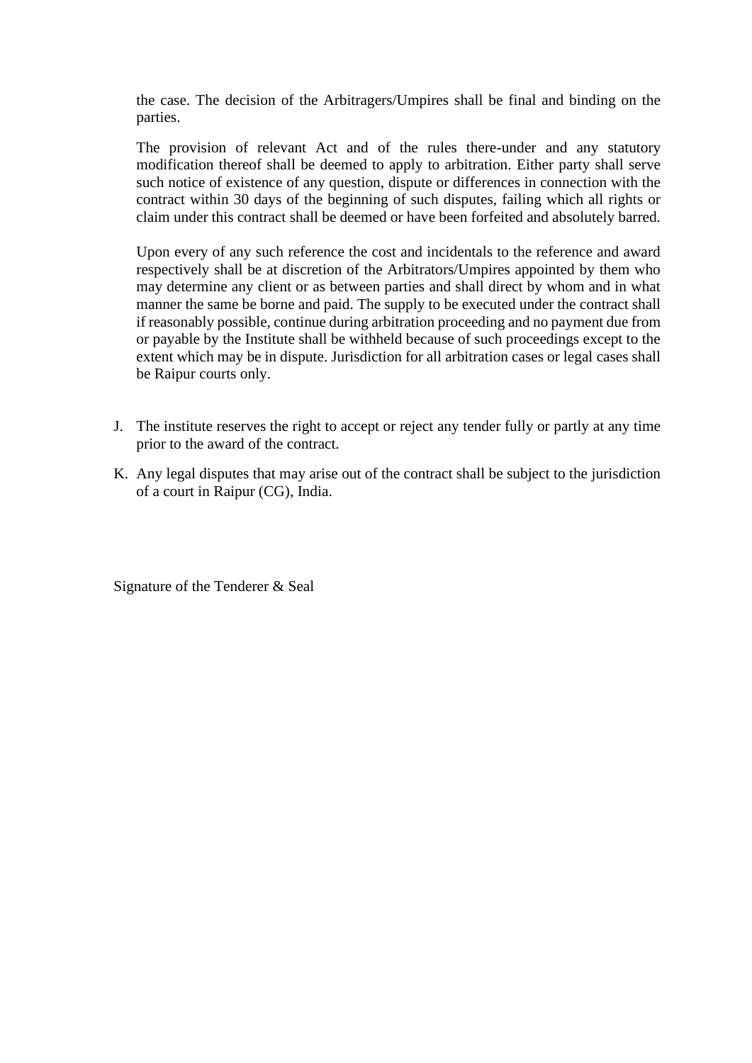the case. The decision of the Arbitragers/Umpires shall be final and binding on the parties.

The provision of relevant Act and of the rules there-under and any statutory modification thereof shall be deemed to apply to arbitration. Either party shall serve such notice of existence of any question, dispute or differences in connection with the contract within 30 days of the beginning of such disputes, failing which all rights or claim under this contract shall be deemed or have been forfeited and absolutely barred.

Upon every of any such reference the cost and incidentals to the reference and award respectively shall be at discretion of the Arbitrators/Umpires appointed by them who may determine any client or as between parties and shall direct by whom and in what manner the same be borne and paid. The supply to be executed under the contract shall if reasonably possible, continue during arbitration proceeding and no payment due from or payable by the Institute shall be withheld because of such proceedings except to the extent which may be in dispute. Jurisdiction for all arbitration cases or legal cases shall be Raipur courts only.

J. The institute reserves the right to accept or reject any tender fully or partly at any time prior to the award of the contract.

K. Any legal disputes that may arise out of the contract shall be subject to the jurisdiction of a court in Raipur (CG), India.

Signature of the Tenderer & Seal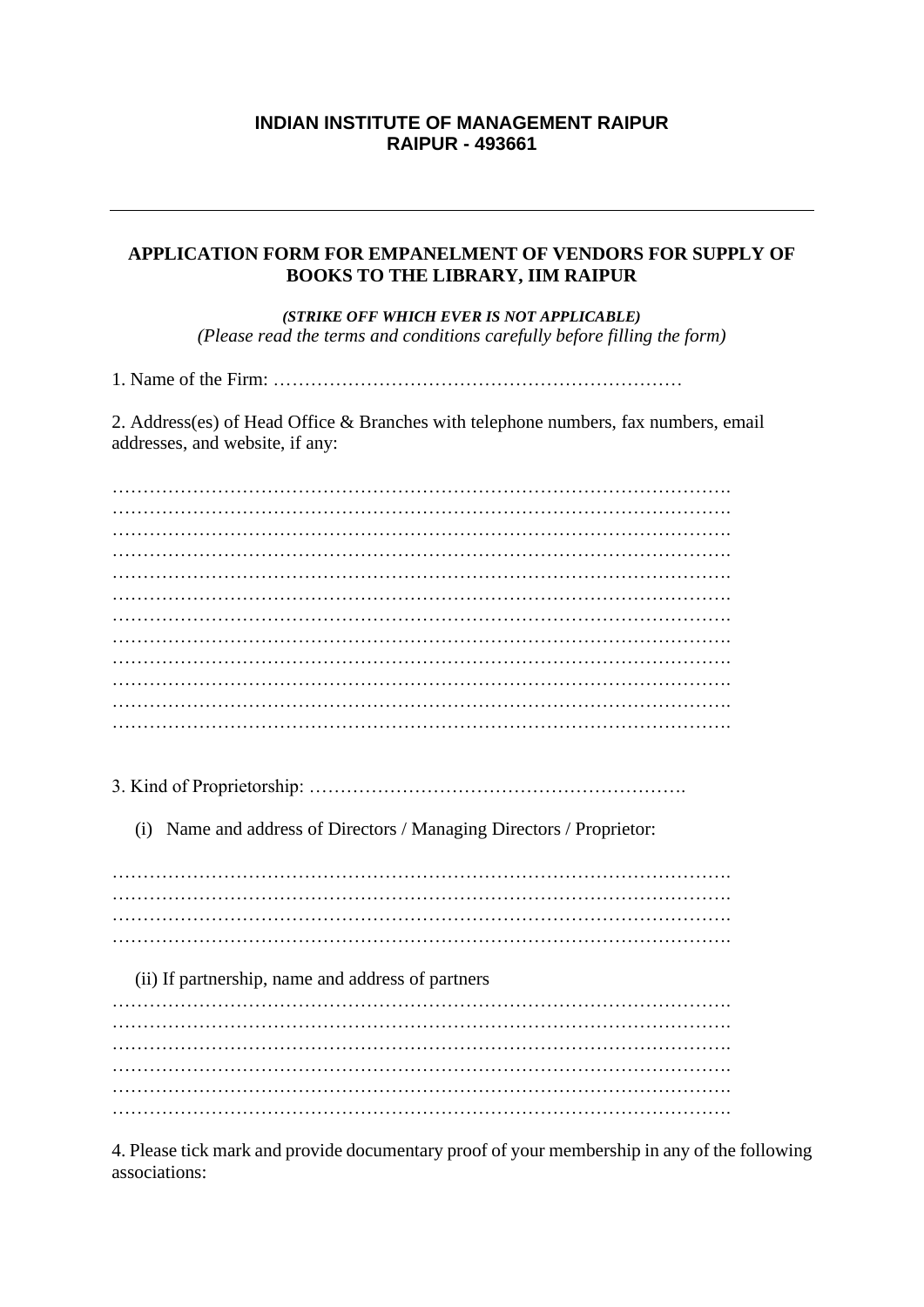**INDIAN INSTITUTE OF MANAGEMENT RAIPUR**
**RAIPUR - 493661**

---

## APPLICATION FORM FOR EMPANELMENT OF VENDORS FOR SUPPLY OF BOOKS TO THE LIBRARY, IIM RAIPUR

***(STRIKE OFF WHICH EVER IS NOT APPLICABLE)***
*(Please read the terms and conditions carefully before filling the form)*

1. Name of the Firm: …………………………………………………………

2. Address(es) of Head Office & Branches with telephone numbers, fax numbers, email addresses, and website, if any:

…………………………………………………………………………………….
…………………………………………………………………………………….
…………………………………………………………………………………….
…………………………………………………………………………………….
…………………………………………………………………………………….
…………………………………………………………………………………….
…………………………………………………………………………………….
…………………………………………………………………………………….
…………………………………………………………………………………….
…………………………………………………………………………………….
…………………………………………………………………………………….
…………………………………………………………………………………….

3. Kind of Proprietorship: ………………………………………………….

(i) Name and address of Directors / Managing Directors / Proprietor:

…………………………………………………………………………………….
…………………………………………………………………………………….
…………………………………………………………………………………….
…………………………………………………………………………………….

(ii) If partnership, name and address of partners

…………………………………………………………………………………….
…………………………………………………………………………………….
…………………………………………………………………………………….
…………………………………………………………………………………….
…………………………………………………………………………………….
…………………………………………………………………………………….

4. Please tick mark and provide documentary proof of your membership in any of the following associations: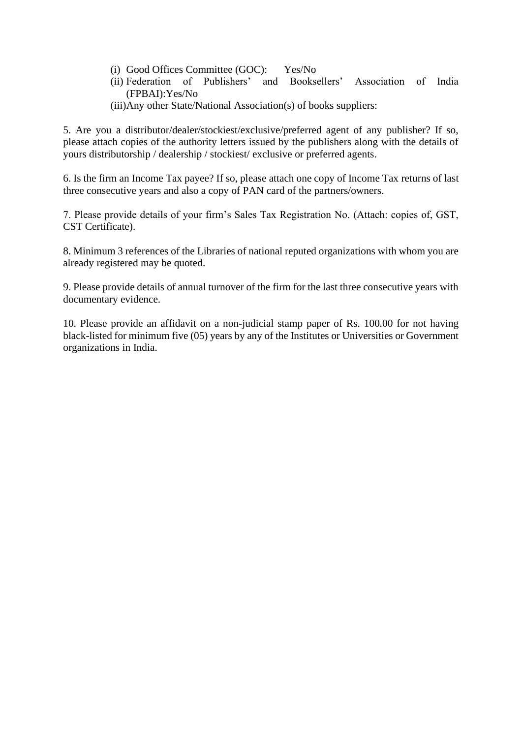(i) Good Offices Committee (GOC): Yes/No

(ii) Federation of Publishers' and Booksellers' Association of India (FPBAI):Yes/No

(iii)Any other State/National Association(s) of books suppliers:

5. Are you a distributor/dealer/stockiest/exclusive/preferred agent of any publisher? If so, please attach copies of the authority letters issued by the publishers along with the details of yours distributorship / dealership / stockiest/ exclusive or preferred agents.

6. Is the firm an Income Tax payee? If so, please attach one copy of Income Tax returns of last three consecutive years and also a copy of PAN card of the partners/owners.

7. Please provide details of your firm's Sales Tax Registration No. (Attach: copies of, GST, CST Certificate).

8. Minimum 3 references of the Libraries of national reputed organizations with whom you are already registered may be quoted.

9. Please provide details of annual turnover of the firm for the last three consecutive years with documentary evidence.

10. Please provide an affidavit on a non-judicial stamp paper of Rs. 100.00 for not having black-listed for minimum five (05) years by any of the Institutes or Universities or Government organizations in India.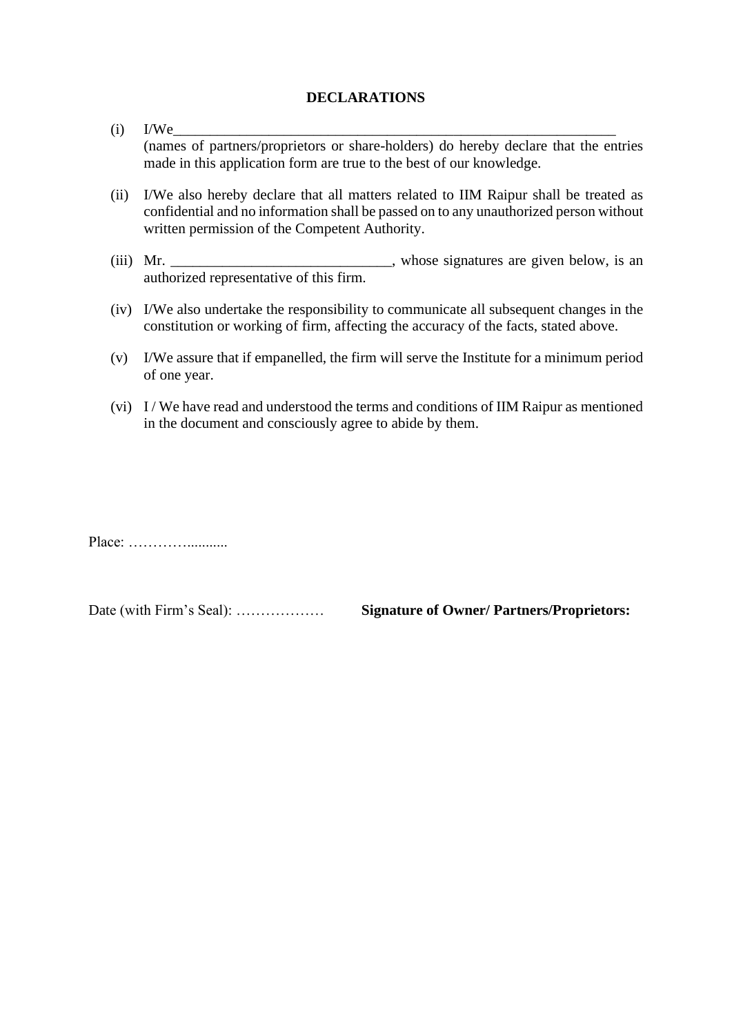# DECLARATIONS

(i) I/We_______________________________________________________________ (names of partners/proprietors or share-holders) do hereby declare that the entries made in this application form are true to the best of our knowledge.

(ii) I/We also hereby declare that all matters related to IIM Raipur shall be treated as confidential and no information shall be passed on to any unauthorized person without written permission of the Competent Authority.

(iii) Mr. ______________________________, whose signatures are given below, is an authorized representative of this firm.

(iv) I/We also undertake the responsibility to communicate all subsequent changes in the constitution or working of firm, affecting the accuracy of the facts, stated above.

(v) I/We assure that if empanelled, the firm will serve the Institute for a minimum period of one year.

(vi) I / We have read and understood the terms and conditions of IIM Raipur as mentioned in the document and consciously agree to abide by them.

Place: …………...........

Date (with Firm's Seal): ……………… **Signature of Owner/ Partners/Proprietors:**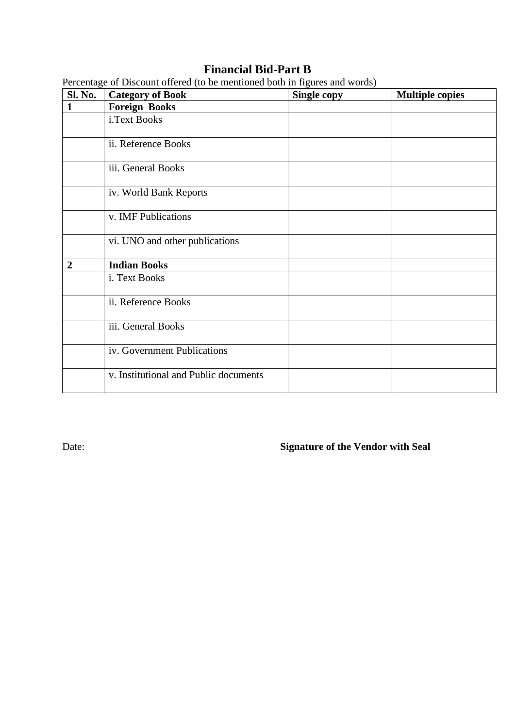# Financial Bid-Part B

Percentage of Discount offered (to be mentioned both in figures and words)

| Sl. No. | Category of Book | Single copy | Multiple copies |
|---|---|---|---|
| **1** | **Foreign Books** | | |
| | i.Text Books | | |
| | ii. Reference Books | | |
| | iii. General Books | | |
| | iv. World Bank Reports | | |
| | v. IMF Publications | | |
| | vi. UNO and other publications | | |
| **2** | **Indian Books** | | |
| | i. Text Books | | |
| | ii. Reference Books | | |
| | iii. General Books | | |
| | iv. Government Publications | | |
| | v. Institutional and Public documents | | |

Date: **Signature of the Vendor with Seal**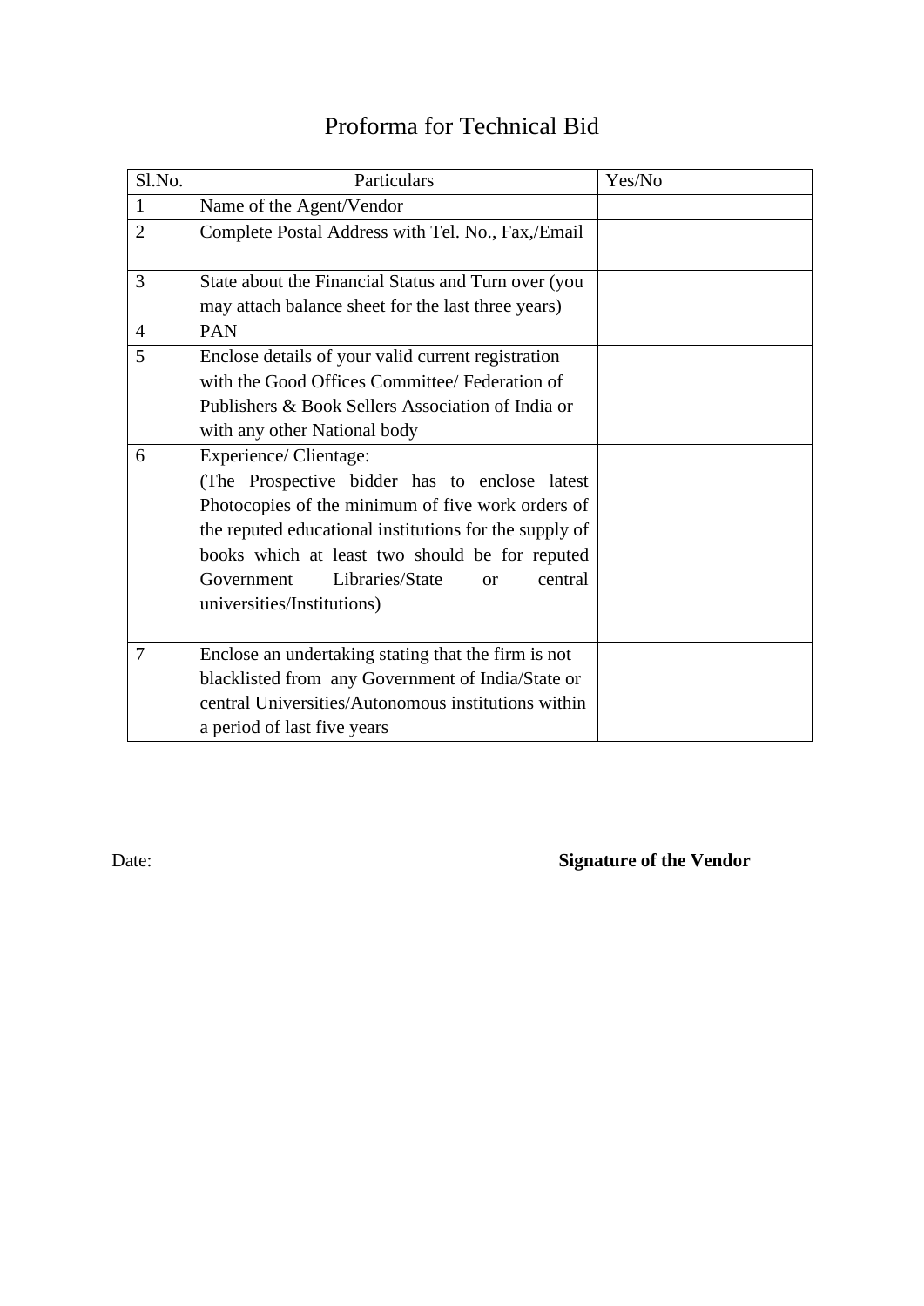# Proforma for Technical Bid

| Sl.No. | Particulars | Yes/No |
|---|---|---|
| 1 | Name of the Agent/Vendor | |
| 2 | Complete Postal Address with Tel. No., Fax,/Email | |
| 3 | State about the Financial Status and Turn over (you may attach balance sheet for the last three years) | |
| 4 | PAN | |
| 5 | Enclose details of your valid current registration with the Good Offices Committee/ Federation of Publishers & Book Sellers Association of India or with any other National body | |
| 6 | Experience/ Clientage: (The Prospective bidder has to enclose latest Photocopies of the minimum of five work orders of the reputed educational institutions for the supply of books which at least two should be for reputed Government Libraries/State or central universities/Institutions) | |
| 7 | Enclose an undertaking stating that the firm is not blacklisted from any Government of India/State or central Universities/Autonomous institutions within a period of last five years | |

Date: **Signature of the Vendor**